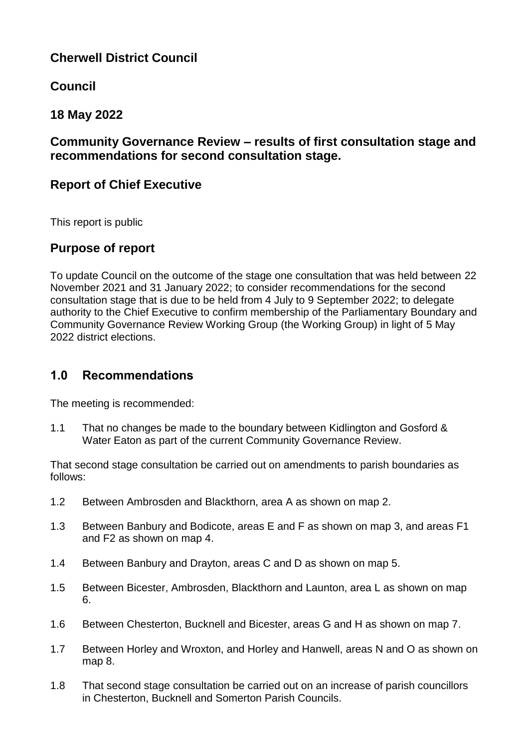# Cherwell District Council

## Council

## 18 May 2022

## Community Governance Review – results of first consultation stage and recommendations for second consultation stage.

## Report of Chief Executive

This report is public

## Purpose of report

To update Council on the outcome of the stage one consultation that was held between 22 November 2021 and 31 January 2022; to consider recommendations for the second consultation stage that is due to be held from 4 July to 9 September 2022; to delegate authority to the Chief Executive to confirm membership of the Parliamentary Boundary and Community Governance Review Working Group (the Working Group) in light of 5 May 2022 district elections.

## 1.0 Recommendations

The meeting is recommended:

1.1 That no changes be made to the boundary between Kidlington and Gosford & Water Eaton as part of the current Community Governance Review.

That second stage consultation be carried out on amendments to parish boundaries as follows:

1.2 Between Ambrosden and Blackthorn, area A as shown on map 2.

1.3 Between Banbury and Bodicote, areas E and F as shown on map 3, and areas F1 and F2 as shown on map 4.

1.4 Between Banbury and Drayton, areas C and D as shown on map 5.

1.5 Between Bicester, Ambrosden, Blackthorn and Launton, area L as shown on map 6.

1.6 Between Chesterton, Bucknell and Bicester, areas G and H as shown on map 7.

1.7 Between Horley and Wroxton, and Horley and Hanwell, areas N and O as shown on map 8.

1.8 That second stage consultation be carried out on an increase of parish councillors in Chesterton, Bucknell and Somerton Parish Councils.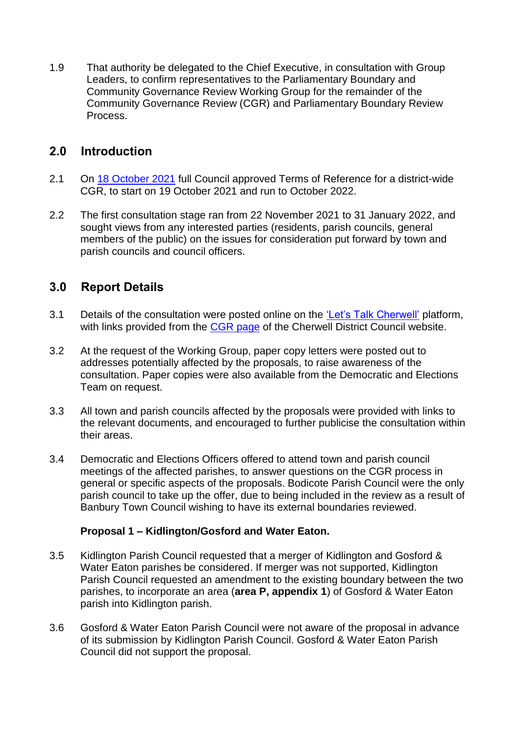1.9 That authority be delegated to the Chief Executive, in consultation with Group Leaders, to confirm representatives to the Parliamentary Boundary and Community Governance Review Working Group for the remainder of the Community Governance Review (CGR) and Parliamentary Boundary Review Process.

## 2.0 Introduction

2.1 On 18 October 2021 full Council approved Terms of Reference for a district-wide CGR, to start on 19 October 2021 and run to October 2022.

2.2 The first consultation stage ran from 22 November 2021 to 31 January 2022, and sought views from any interested parties (residents, parish councils, general members of the public) on the issues for consideration put forward by town and parish councils and council officers.

## 3.0 Report Details

3.1 Details of the consultation were posted online on the 'Let's Talk Cherwell' platform, with links provided from the CGR page of the Cherwell District Council website.

3.2 At the request of the Working Group, paper copy letters were posted out to addresses potentially affected by the proposals, to raise awareness of the consultation. Paper copies were also available from the Democratic and Elections Team on request.

3.3 All town and parish councils affected by the proposals were provided with links to the relevant documents, and encouraged to further publicise the consultation within their areas.

3.4 Democratic and Elections Officers offered to attend town and parish council meetings of the affected parishes, to answer questions on the CGR process in general or specific aspects of the proposals. Bodicote Parish Council were the only parish council to take up the offer, due to being included in the review as a result of Banbury Town Council wishing to have its external boundaries reviewed.

**Proposal 1 – Kidlington/Gosford and Water Eaton.**

3.5 Kidlington Parish Council requested that a merger of Kidlington and Gosford & Water Eaton parishes be considered. If merger was not supported, Kidlington Parish Council requested an amendment to the existing boundary between the two parishes, to incorporate an area (**area P, appendix 1**) of Gosford & Water Eaton parish into Kidlington parish.

3.6 Gosford & Water Eaton Parish Council were not aware of the proposal in advance of its submission by Kidlington Parish Council. Gosford & Water Eaton Parish Council did not support the proposal.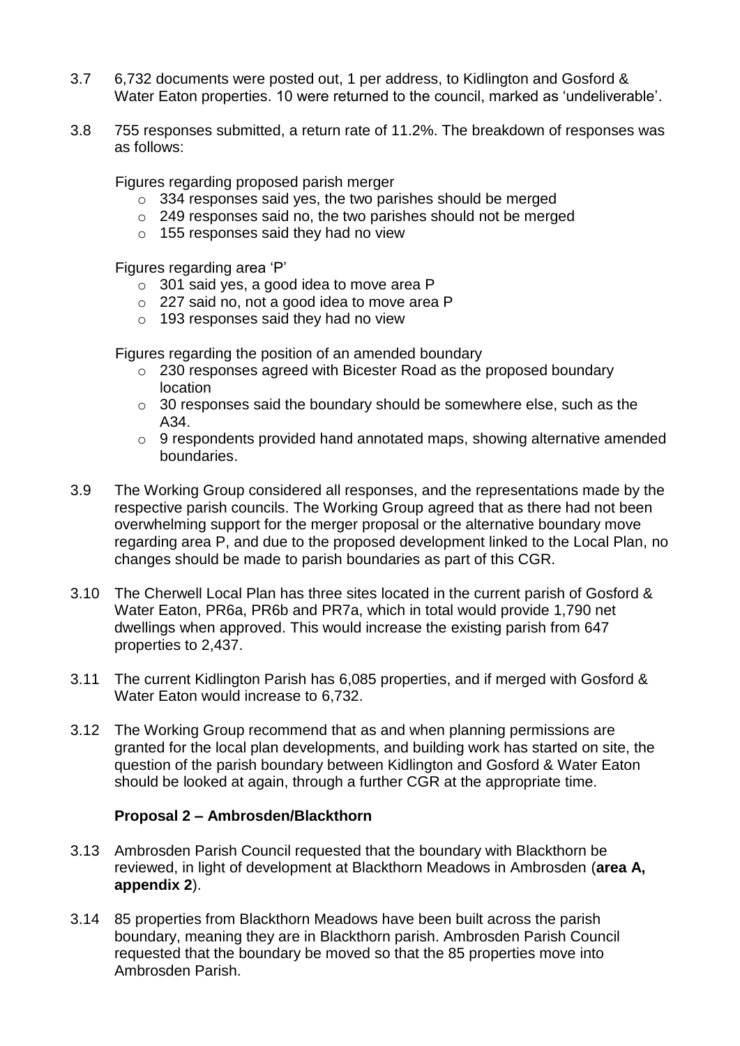3.7 6,732 documents were posted out, 1 per address, to Kidlington and Gosford & Water Eaton properties. 10 were returned to the council, marked as 'undeliverable'.

3.8 755 responses submitted, a return rate of 11.2%. The breakdown of responses was as follows:

Figures regarding proposed parish merger

- 334 responses said yes, the two parishes should be merged
- 249 responses said no, the two parishes should not be merged
- 155 responses said they had no view

Figures regarding area 'P'

- 301 said yes, a good idea to move area P
- 227 said no, not a good idea to move area P
- 193 responses said they had no view

Figures regarding the position of an amended boundary

- 230 responses agreed with Bicester Road as the proposed boundary location
- 30 responses said the boundary should be somewhere else, such as the A34.
- 9 respondents provided hand annotated maps, showing alternative amended boundaries.

3.9 The Working Group considered all responses, and the representations made by the respective parish councils. The Working Group agreed that as there had not been overwhelming support for the merger proposal or the alternative boundary move regarding area P, and due to the proposed development linked to the Local Plan, no changes should be made to parish boundaries as part of this CGR.

3.10 The Cherwell Local Plan has three sites located in the current parish of Gosford & Water Eaton, PR6a, PR6b and PR7a, which in total would provide 1,790 net dwellings when approved. This would increase the existing parish from 647 properties to 2,437.

3.11 The current Kidlington Parish has 6,085 properties, and if merged with Gosford & Water Eaton would increase to 6,732.

3.12 The Working Group recommend that as and when planning permissions are granted for the local plan developments, and building work has started on site, the question of the parish boundary between Kidlington and Gosford & Water Eaton should be looked at again, through a further CGR at the appropriate time.

### Proposal 2 – Ambrosden/Blackthorn

3.13 Ambrosden Parish Council requested that the boundary with Blackthorn be reviewed, in light of development at Blackthorn Meadows in Ambrosden (**area A, appendix 2**).

3.14 85 properties from Blackthorn Meadows have been built across the parish boundary, meaning they are in Blackthorn parish. Ambrosden Parish Council requested that the boundary be moved so that the 85 properties move into Ambrosden Parish.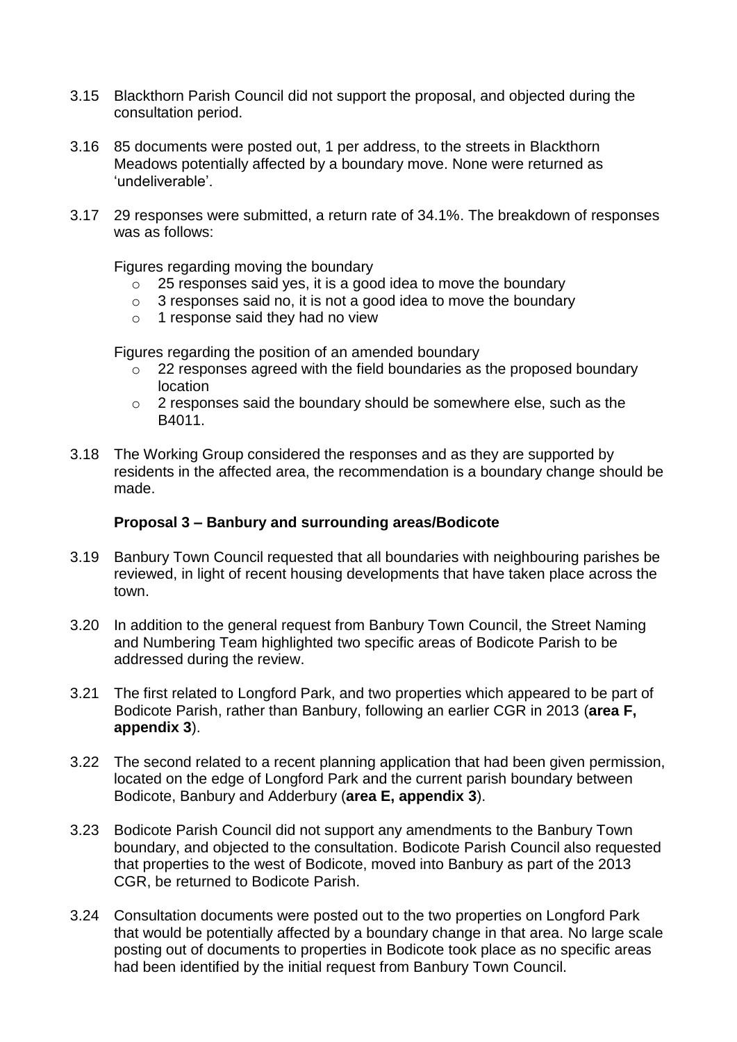3.15 Blackthorn Parish Council did not support the proposal, and objected during the consultation period.

3.16 85 documents were posted out, 1 per address, to the streets in Blackthorn Meadows potentially affected by a boundary move. None were returned as 'undeliverable'.

3.17 29 responses were submitted, a return rate of 34.1%. The breakdown of responses was as follows:

Figures regarding moving the boundary

- 25 responses said yes, it is a good idea to move the boundary
- 3 responses said no, it is not a good idea to move the boundary
- 1 response said they had no view

Figures regarding the position of an amended boundary

- 22 responses agreed with the field boundaries as the proposed boundary location
- 2 responses said the boundary should be somewhere else, such as the B4011.

3.18 The Working Group considered the responses and as they are supported by residents in the affected area, the recommendation is a boundary change should be made.

**Proposal 3 – Banbury and surrounding areas/Bodicote**

3.19 Banbury Town Council requested that all boundaries with neighbouring parishes be reviewed, in light of recent housing developments that have taken place across the town.

3.20 In addition to the general request from Banbury Town Council, the Street Naming and Numbering Team highlighted two specific areas of Bodicote Parish to be addressed during the review.

3.21 The first related to Longford Park, and two properties which appeared to be part of Bodicote Parish, rather than Banbury, following an earlier CGR in 2013 (**area F, appendix 3**).

3.22 The second related to a recent planning application that had been given permission, located on the edge of Longford Park and the current parish boundary between Bodicote, Banbury and Adderbury (**area E, appendix 3**).

3.23 Bodicote Parish Council did not support any amendments to the Banbury Town boundary, and objected to the consultation. Bodicote Parish Council also requested that properties to the west of Bodicote, moved into Banbury as part of the 2013 CGR, be returned to Bodicote Parish.

3.24 Consultation documents were posted out to the two properties on Longford Park that would be potentially affected by a boundary change in that area. No large scale posting out of documents to properties in Bodicote took place as no specific areas had been identified by the initial request from Banbury Town Council.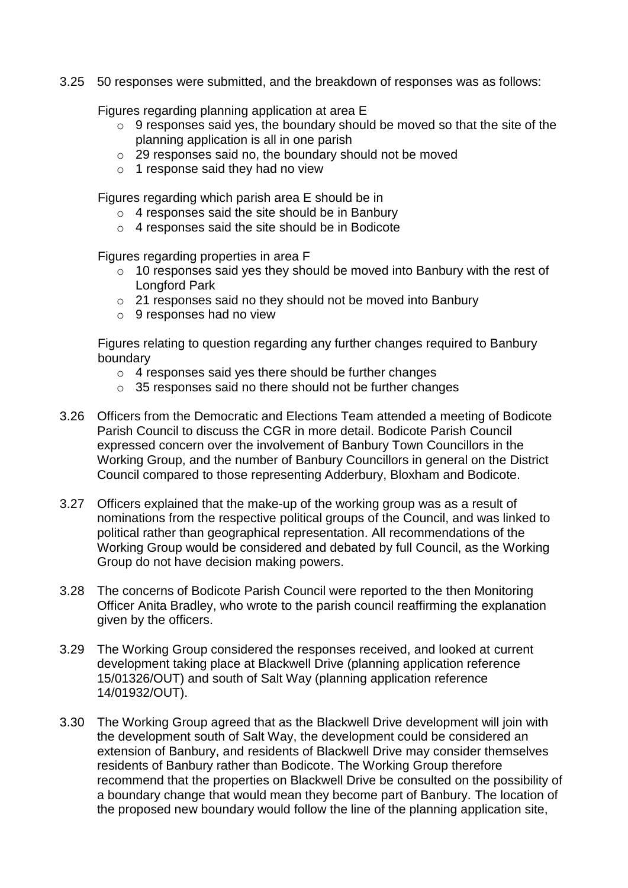3.25 50 responses were submitted, and the breakdown of responses was as follows:

Figures regarding planning application at area E

- 9 responses said yes, the boundary should be moved so that the site of the planning application is all in one parish
- 29 responses said no, the boundary should not be moved
- 1 response said they had no view

Figures regarding which parish area E should be in

- 4 responses said the site should be in Banbury
- 4 responses said the site should be in Bodicote

Figures regarding properties in area F

- 10 responses said yes they should be moved into Banbury with the rest of Longford Park
- 21 responses said no they should not be moved into Banbury
- 9 responses had no view

Figures relating to question regarding any further changes required to Banbury boundary

- 4 responses said yes there should be further changes
- 35 responses said no there should not be further changes

3.26 Officers from the Democratic and Elections Team attended a meeting of Bodicote Parish Council to discuss the CGR in more detail. Bodicote Parish Council expressed concern over the involvement of Banbury Town Councillors in the Working Group, and the number of Banbury Councillors in general on the District Council compared to those representing Adderbury, Bloxham and Bodicote.

3.27 Officers explained that the make-up of the working group was as a result of nominations from the respective political groups of the Council, and was linked to political rather than geographical representation. All recommendations of the Working Group would be considered and debated by full Council, as the Working Group do not have decision making powers.

3.28 The concerns of Bodicote Parish Council were reported to the then Monitoring Officer Anita Bradley, who wrote to the parish council reaffirming the explanation given by the officers.

3.29 The Working Group considered the responses received, and looked at current development taking place at Blackwell Drive (planning application reference 15/01326/OUT) and south of Salt Way (planning application reference 14/01932/OUT).

3.30 The Working Group agreed that as the Blackwell Drive development will join with the development south of Salt Way, the development could be considered an extension of Banbury, and residents of Blackwell Drive may consider themselves residents of Banbury rather than Bodicote. The Working Group therefore recommend that the properties on Blackwell Drive be consulted on the possibility of a boundary change that would mean they become part of Banbury. The location of the proposed new boundary would follow the line of the planning application site,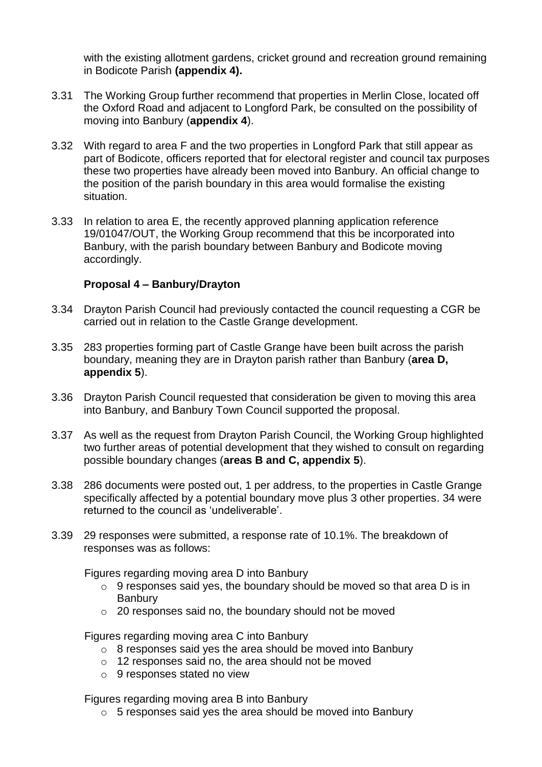with the existing allotment gardens, cricket ground and recreation ground remaining in Bodicote Parish **(appendix 4).**

3.31 The Working Group further recommend that properties in Merlin Close, located off the Oxford Road and adjacent to Longford Park, be consulted on the possibility of moving into Banbury (**appendix 4**).

3.32 With regard to area F and the two properties in Longford Park that still appear as part of Bodicote, officers reported that for electoral register and council tax purposes these two properties have already been moved into Banbury. An official change to the position of the parish boundary in this area would formalise the existing situation.

3.33 In relation to area E, the recently approved planning application reference 19/01047/OUT, the Working Group recommend that this be incorporated into Banbury, with the parish boundary between Banbury and Bodicote moving accordingly.

**Proposal 4 – Banbury/Drayton**

3.34 Drayton Parish Council had previously contacted the council requesting a CGR be carried out in relation to the Castle Grange development.

3.35 283 properties forming part of Castle Grange have been built across the parish boundary, meaning they are in Drayton parish rather than Banbury (**area D, appendix 5**).

3.36 Drayton Parish Council requested that consideration be given to moving this area into Banbury, and Banbury Town Council supported the proposal.

3.37 As well as the request from Drayton Parish Council, the Working Group highlighted two further areas of potential development that they wished to consult on regarding possible boundary changes (**areas B and C, appendix 5**).

3.38 286 documents were posted out, 1 per address, to the properties in Castle Grange specifically affected by a potential boundary move plus 3 other properties. 34 were returned to the council as 'undeliverable'.

3.39 29 responses were submitted, a response rate of 10.1%. The breakdown of responses was as follows:

Figures regarding moving area D into Banbury

- 9 responses said yes, the boundary should be moved so that area D is in Banbury
- 20 responses said no, the boundary should not be moved

Figures regarding moving area C into Banbury

- 8 responses said yes the area should be moved into Banbury
- 12 responses said no, the area should not be moved
- 9 responses stated no view

Figures regarding moving area B into Banbury

- 5 responses said yes the area should be moved into Banbury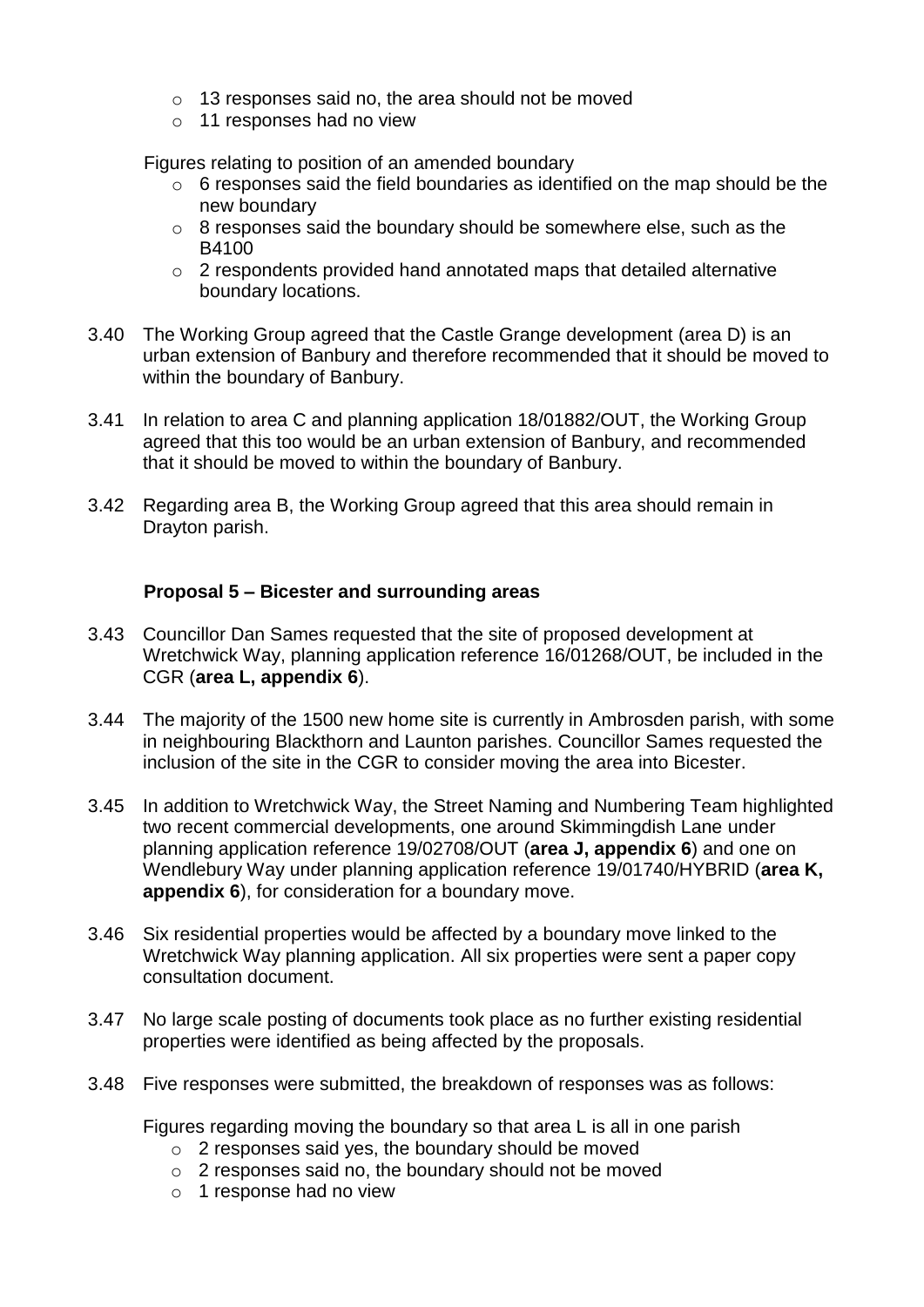- 13 responses said no, the area should not be moved
- 11 responses had no view

Figures relating to position of an amended boundary

- 6 responses said the field boundaries as identified on the map should be the new boundary
- 8 responses said the boundary should be somewhere else, such as the B4100
- 2 respondents provided hand annotated maps that detailed alternative boundary locations.

3.40 The Working Group agreed that the Castle Grange development (area D) is an urban extension of Banbury and therefore recommended that it should be moved to within the boundary of Banbury.

3.41 In relation to area C and planning application 18/01882/OUT, the Working Group agreed that this too would be an urban extension of Banbury, and recommended that it should be moved to within the boundary of Banbury.

3.42 Regarding area B, the Working Group agreed that this area should remain in Drayton parish.

**Proposal 5 – Bicester and surrounding areas**

3.43 Councillor Dan Sames requested that the site of proposed development at Wretchwick Way, planning application reference 16/01268/OUT, be included in the CGR (**area L, appendix 6**).

3.44 The majority of the 1500 new home site is currently in Ambrosden parish, with some in neighbouring Blackthorn and Launton parishes. Councillor Sames requested the inclusion of the site in the CGR to consider moving the area into Bicester.

3.45 In addition to Wretchwick Way, the Street Naming and Numbering Team highlighted two recent commercial developments, one around Skimmingdish Lane under planning application reference 19/02708/OUT (**area J, appendix 6**) and one on Wendlebury Way under planning application reference 19/01740/HYBRID (**area K, appendix 6**), for consideration for a boundary move.

3.46 Six residential properties would be affected by a boundary move linked to the Wretchwick Way planning application. All six properties were sent a paper copy consultation document.

3.47 No large scale posting of documents took place as no further existing residential properties were identified as being affected by the proposals.

3.48 Five responses were submitted, the breakdown of responses was as follows:

Figures regarding moving the boundary so that area L is all in one parish

- 2 responses said yes, the boundary should be moved
- 2 responses said no, the boundary should not be moved
- 1 response had no view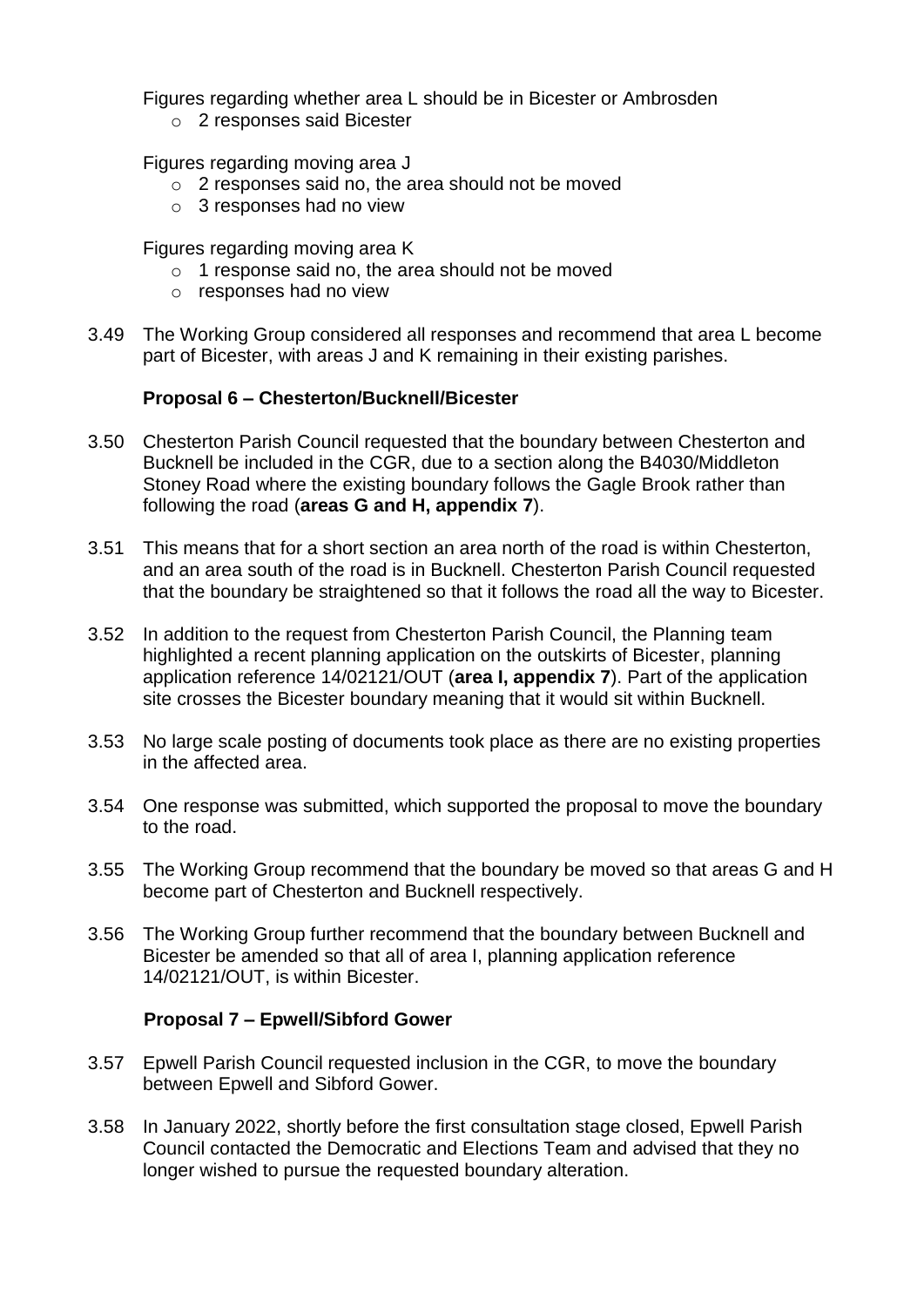Figures regarding whether area L should be in Bicester or Ambrosden

- 2 responses said Bicester

Figures regarding moving area J

- 2 responses said no, the area should not be moved
- 3 responses had no view

Figures regarding moving area K

- 1 response said no, the area should not be moved
- responses had no view

3.49 The Working Group considered all responses and recommend that area L become part of Bicester, with areas J and K remaining in their existing parishes.

### Proposal 6 – Chesterton/Bucknell/Bicester

3.50 Chesterton Parish Council requested that the boundary between Chesterton and Bucknell be included in the CGR, due to a section along the B4030/Middleton Stoney Road where the existing boundary follows the Gagle Brook rather than following the road (**areas G and H, appendix 7**).

3.51 This means that for a short section an area north of the road is within Chesterton, and an area south of the road is in Bucknell. Chesterton Parish Council requested that the boundary be straightened so that it follows the road all the way to Bicester.

3.52 In addition to the request from Chesterton Parish Council, the Planning team highlighted a recent planning application on the outskirts of Bicester, planning application reference 14/02121/OUT (**area I, appendix 7**). Part of the application site crosses the Bicester boundary meaning that it would sit within Bucknell.

3.53 No large scale posting of documents took place as there are no existing properties in the affected area.

3.54 One response was submitted, which supported the proposal to move the boundary to the road.

3.55 The Working Group recommend that the boundary be moved so that areas G and H become part of Chesterton and Bucknell respectively.

3.56 The Working Group further recommend that the boundary between Bucknell and Bicester be amended so that all of area I, planning application reference 14/02121/OUT, is within Bicester.

### Proposal 7 – Epwell/Sibford Gower

3.57 Epwell Parish Council requested inclusion in the CGR, to move the boundary between Epwell and Sibford Gower.

3.58 In January 2022, shortly before the first consultation stage closed, Epwell Parish Council contacted the Democratic and Elections Team and advised that they no longer wished to pursue the requested boundary alteration.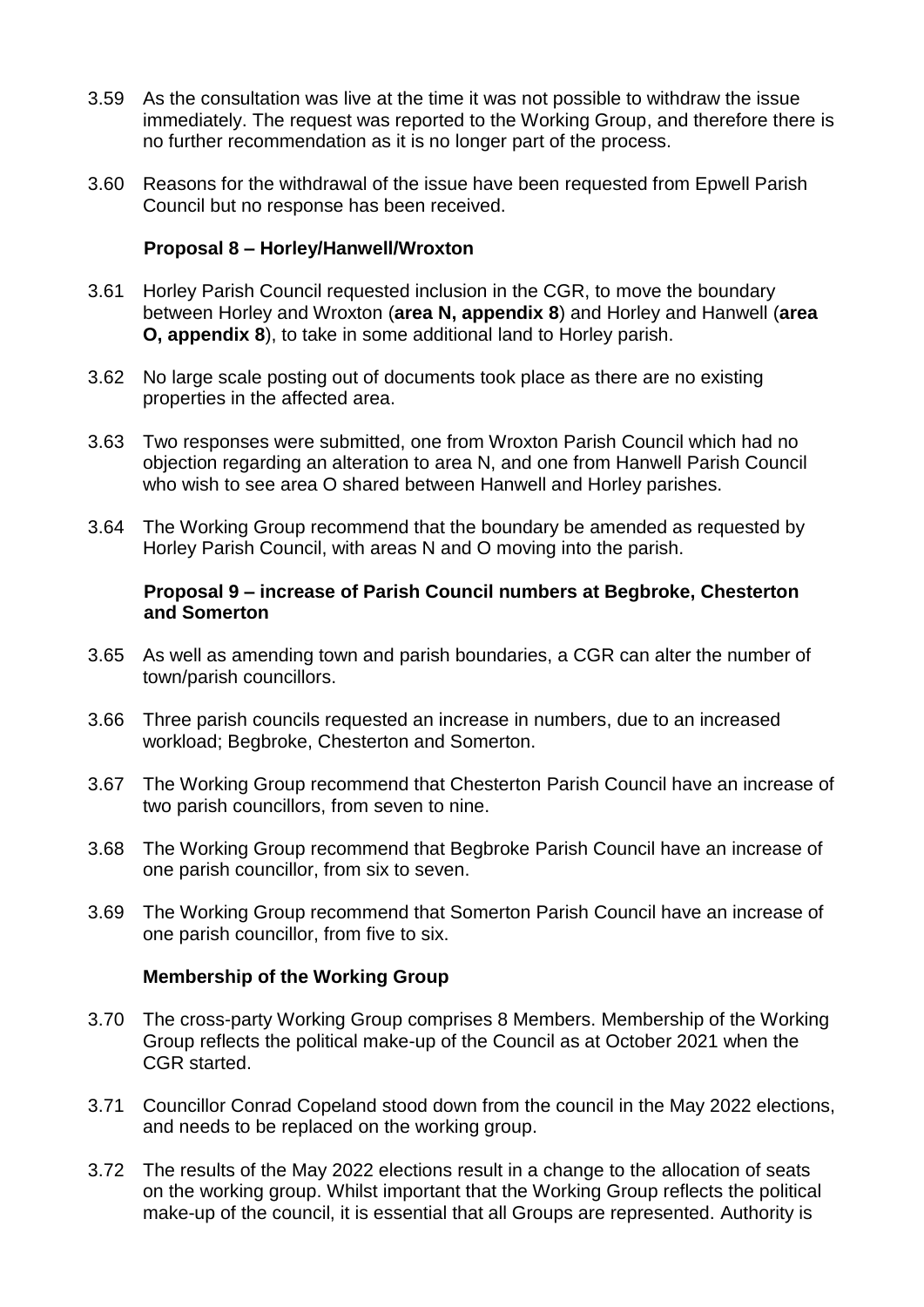3.59 As the consultation was live at the time it was not possible to withdraw the issue immediately. The request was reported to the Working Group, and therefore there is no further recommendation as it is no longer part of the process.

3.60 Reasons for the withdrawal of the issue have been requested from Epwell Parish Council but no response has been received.

**Proposal 8 – Horley/Hanwell/Wroxton**

3.61 Horley Parish Council requested inclusion in the CGR, to move the boundary between Horley and Wroxton (**area N, appendix 8**) and Horley and Hanwell (**area O, appendix 8**), to take in some additional land to Horley parish.

3.62 No large scale posting out of documents took place as there are no existing properties in the affected area.

3.63 Two responses were submitted, one from Wroxton Parish Council which had no objection regarding an alteration to area N, and one from Hanwell Parish Council who wish to see area O shared between Hanwell and Horley parishes.

3.64 The Working Group recommend that the boundary be amended as requested by Horley Parish Council, with areas N and O moving into the parish.

**Proposal 9 – increase of Parish Council numbers at Begbroke, Chesterton and Somerton**

3.65 As well as amending town and parish boundaries, a CGR can alter the number of town/parish councillors.

3.66 Three parish councils requested an increase in numbers, due to an increased workload; Begbroke, Chesterton and Somerton.

3.67 The Working Group recommend that Chesterton Parish Council have an increase of two parish councillors, from seven to nine.

3.68 The Working Group recommend that Begbroke Parish Council have an increase of one parish councillor, from six to seven.

3.69 The Working Group recommend that Somerton Parish Council have an increase of one parish councillor, from five to six.

**Membership of the Working Group**

3.70 The cross-party Working Group comprises 8 Members. Membership of the Working Group reflects the political make-up of the Council as at October 2021 when the CGR started.

3.71 Councillor Conrad Copeland stood down from the council in the May 2022 elections, and needs to be replaced on the working group.

3.72 The results of the May 2022 elections result in a change to the allocation of seats on the working group. Whilst important that the Working Group reflects the political make-up of the council, it is essential that all Groups are represented. Authority is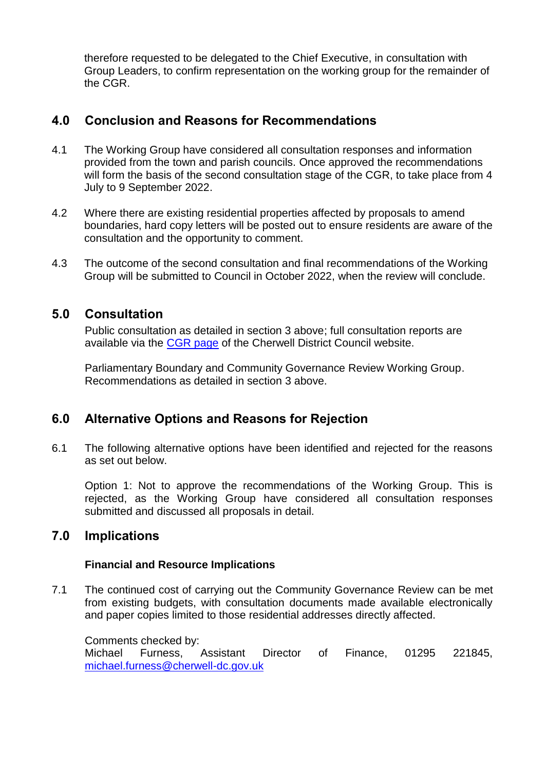therefore requested to be delegated to the Chief Executive, in consultation with Group Leaders, to confirm representation on the working group for the remainder of the CGR.

## 4.0 Conclusion and Reasons for Recommendations

4.1 The Working Group have considered all consultation responses and information provided from the town and parish councils. Once approved the recommendations will form the basis of the second consultation stage of the CGR, to take place from 4 July to 9 September 2022.

4.2 Where there are existing residential properties affected by proposals to amend boundaries, hard copy letters will be posted out to ensure residents are aware of the consultation and the opportunity to comment.

4.3 The outcome of the second consultation and final recommendations of the Working Group will be submitted to Council in October 2022, when the review will conclude.

## 5.0 Consultation

Public consultation as detailed in section 3 above; full consultation reports are available via the CGR page of the Cherwell District Council website.

Parliamentary Boundary and Community Governance Review Working Group. Recommendations as detailed in section 3 above.

## 6.0 Alternative Options and Reasons for Rejection

6.1 The following alternative options have been identified and rejected for the reasons as set out below.

Option 1: Not to approve the recommendations of the Working Group. This is rejected, as the Working Group have considered all consultation responses submitted and discussed all proposals in detail.

## 7.0 Implications

**Financial and Resource Implications**

7.1 The continued cost of carrying out the Community Governance Review can be met from existing budgets, with consultation documents made available electronically and paper copies limited to those residential addresses directly affected.

Comments checked by:
Michael Furness, Assistant Director of Finance, 01295 221845, michael.furness@cherwell-dc.gov.uk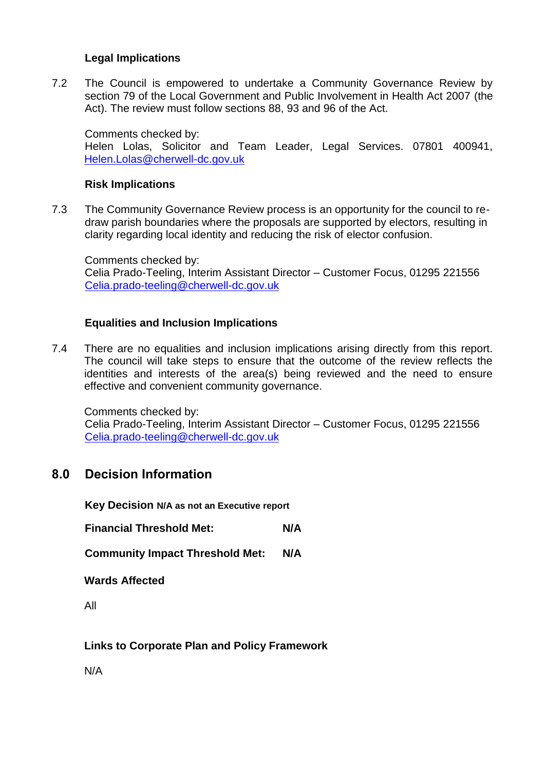**Legal Implications**

7.2 The Council is empowered to undertake a Community Governance Review by section 79 of the Local Government and Public Involvement in Health Act 2007 (the Act). The review must follow sections 88, 93 and 96 of the Act.

Comments checked by:
Helen Lolas, Solicitor and Team Leader, Legal Services. 07801 400941, Helen.Lolas@cherwell-dc.gov.uk

**Risk Implications**

7.3 The Community Governance Review process is an opportunity for the council to re-draw parish boundaries where the proposals are supported by electors, resulting in clarity regarding local identity and reducing the risk of elector confusion.

Comments checked by:
Celia Prado-Teeling, Interim Assistant Director – Customer Focus, 01295 221556 Celia.prado-teeling@cherwell-dc.gov.uk

**Equalities and Inclusion Implications**

7.4 There are no equalities and inclusion implications arising directly from this report. The council will take steps to ensure that the outcome of the review reflects the identities and interests of the area(s) being reviewed and the need to ensure effective and convenient community governance.

Comments checked by:
Celia Prado-Teeling, Interim Assistant Director – Customer Focus, 01295 221556 Celia.prado-teeling@cherwell-dc.gov.uk

## 8.0 Decision Information

**Key Decision N/A as not an Executive report**

**Financial Threshold Met:** **N/A**

**Community Impact Threshold Met:** **N/A**

**Wards Affected**

All

**Links to Corporate Plan and Policy Framework**

N/A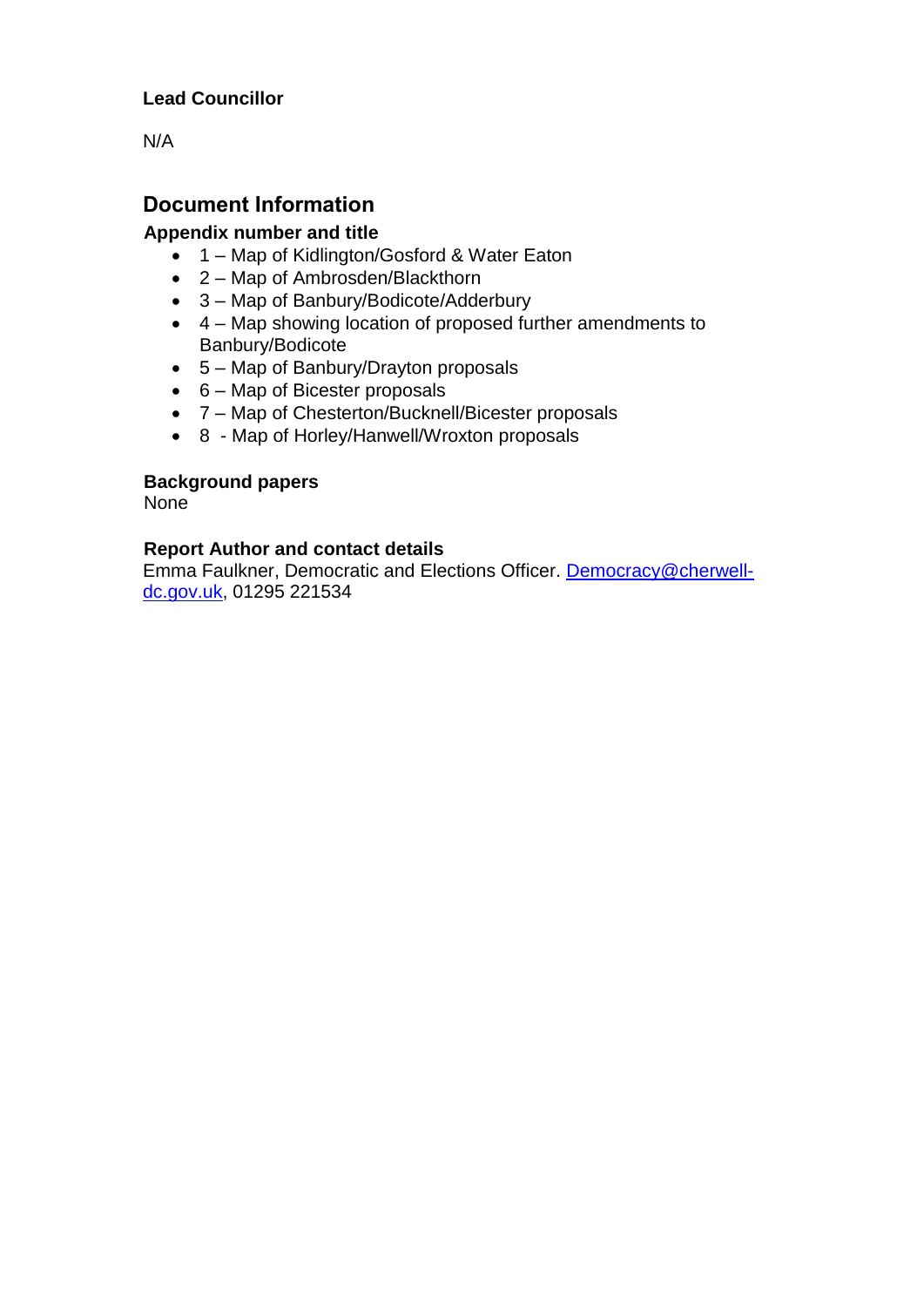**Lead Councillor**

N/A

## Document Information

**Appendix number and title**

- 1 – Map of Kidlington/Gosford & Water Eaton
- 2 – Map of Ambrosden/Blackthorn
- 3 – Map of Banbury/Bodicote/Adderbury
- 4 – Map showing location of proposed further amendments to Banbury/Bodicote
- 5 – Map of Banbury/Drayton proposals
- 6 – Map of Bicester proposals
- 7 – Map of Chesterton/Bucknell/Bicester proposals
- 8 - Map of Horley/Hanwell/Wroxton proposals

**Background papers**

None

**Report Author and contact details**

Emma Faulkner, Democratic and Elections Officer. Democracy@cherwell-dc.gov.uk, 01295 221534